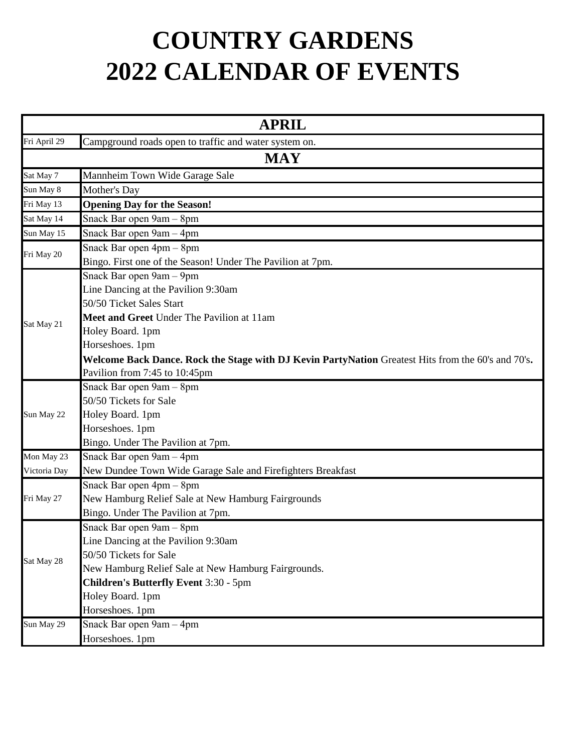# COUNTRY GARDENS
# 2022 CALENDAR OF EVENTS

| APRIL | |
|---|---|
| Fri April 29 | Campground roads open to traffic and water system on. |
| **MAY** | |
| Sat May 7 | Mannheim Town Wide Garage Sale |
| Sun May 8 | Mother's Day |
| Fri May 13 | **Opening Day for the Season!** |
| Sat May 14 | Snack Bar open 9am – 8pm |
| Sun May 15 | Snack Bar open 9am – 4pm |
| Fri May 20 | Snack Bar open 4pm – 8pm<br>Bingo. First one of the Season! Under The Pavilion at 7pm. |
| Sat May 21 | Snack Bar open 9am – 9pm<br>Line Dancing at the Pavilion 9:30am<br>50/50 Ticket Sales Start<br>**Meet and Greet** Under The Pavilion at 11am<br>Holey Board. 1pm<br>Horseshoes. 1pm<br>**Welcome Back Dance. Rock the Stage with DJ Kevin PartyNation** Greatest Hits from the 60's and 70's**.** Pavilion from 7:45 to 10:45pm |
| Sun May 22 | Snack Bar open 9am – 8pm<br>50/50 Tickets for Sale<br>Holey Board. 1pm<br>Horseshoes. 1pm<br>Bingo. Under The Pavilion at 7pm. |
| Mon May 23<br>Victoria Day | Snack Bar open 9am – 4pm<br>New Dundee Town Wide Garage Sale and Firefighters Breakfast |
| Fri May 27 | Snack Bar open 4pm – 8pm<br>New Hamburg Relief Sale at New Hamburg Fairgrounds<br>Bingo. Under The Pavilion at 7pm. |
| Sat May 28 | Snack Bar open 9am – 8pm<br>Line Dancing at the Pavilion 9:30am<br>50/50 Tickets for Sale<br>New Hamburg Relief Sale at New Hamburg Fairgrounds.<br>**Children's Butterfly Event** 3:30 - 5pm<br>Holey Board. 1pm<br>Horseshoes. 1pm |
| Sun May 29 | Snack Bar open 9am – 4pm<br>Horseshoes. 1pm |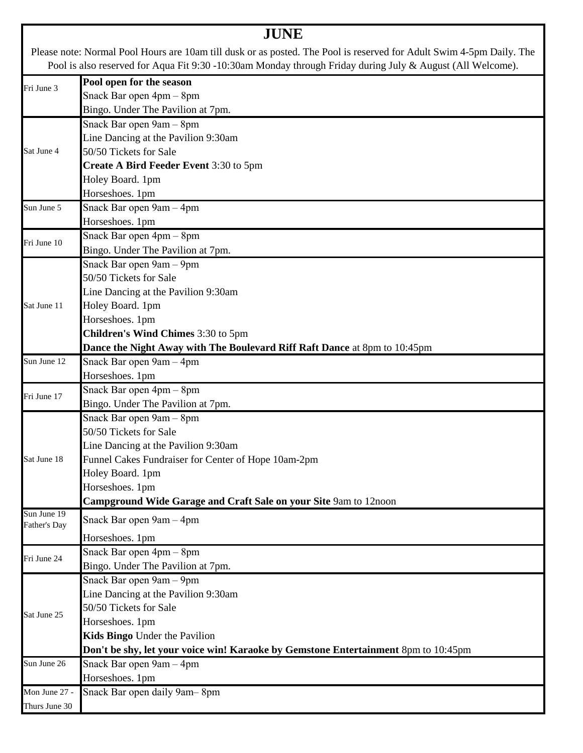# JUNE

Please note: Normal Pool Hours are 10am till dusk or as posted. The Pool is reserved for Adult Swim 4-5pm Daily. The Pool is also reserved for Aqua Fit 9:30 -10:30am Monday through Friday during July & August (All Welcome).

| Date | Events |
|---|---|
| Fri June 3 | **Pool open for the season**<br>Snack Bar open 4pm – 8pm<br>Bingo. Under The Pavilion at 7pm. |
| Sat June 4 | Snack Bar open 9am – 8pm<br>Line Dancing at the Pavilion 9:30am<br>50/50 Tickets for Sale<br>**Create A Bird Feeder Event** 3:30 to 5pm<br>Holey Board. 1pm<br>Horseshoes. 1pm |
| Sun June 5 | Snack Bar open 9am – 4pm<br>Horseshoes. 1pm |
| Fri June 10 | Snack Bar open 4pm – 8pm<br>Bingo. Under The Pavilion at 7pm. |
| Sat June 11 | Snack Bar open 9am – 9pm<br>50/50 Tickets for Sale<br>Line Dancing at the Pavilion 9:30am<br>Holey Board. 1pm<br>Horseshoes. 1pm<br>**Children's Wind Chimes** 3:30 to 5pm<br>**Dance the Night Away with The Boulevard Riff Raft Dance** at 8pm to 10:45pm |
| Sun June 12 | Snack Bar open 9am – 4pm<br>Horseshoes. 1pm |
| Fri June 17 | Snack Bar open 4pm – 8pm<br>Bingo. Under The Pavilion at 7pm. |
| Sat June 18 | Snack Bar open 9am – 8pm<br>50/50 Tickets for Sale<br>Line Dancing at the Pavilion 9:30am<br>Funnel Cakes Fundraiser for Center of Hope 10am-2pm<br>Holey Board. 1pm<br>Horseshoes. 1pm<br>**Campground Wide Garage and Craft Sale on your Site** 9am to 12noon |
| Sun June 19<br>Father's Day | Snack Bar open 9am – 4pm<br>Horseshoes. 1pm |
| Fri June 24 | Snack Bar open 4pm – 8pm<br>Bingo. Under The Pavilion at 7pm. |
| Sat June 25 | Snack Bar open 9am – 9pm<br>Line Dancing at the Pavilion 9:30am<br>50/50 Tickets for Sale<br>Horseshoes. 1pm<br>**Kids Bingo** Under the Pavilion<br>**Don't be shy, let your voice win! Karaoke by Gemstone Entertainment** 8pm to 10:45pm |
| Sun June 26 | Snack Bar open 9am – 4pm<br>Horseshoes. 1pm |
| Mon June 27 -<br>Thurs June 30 | Snack Bar open daily 9am– 8pm |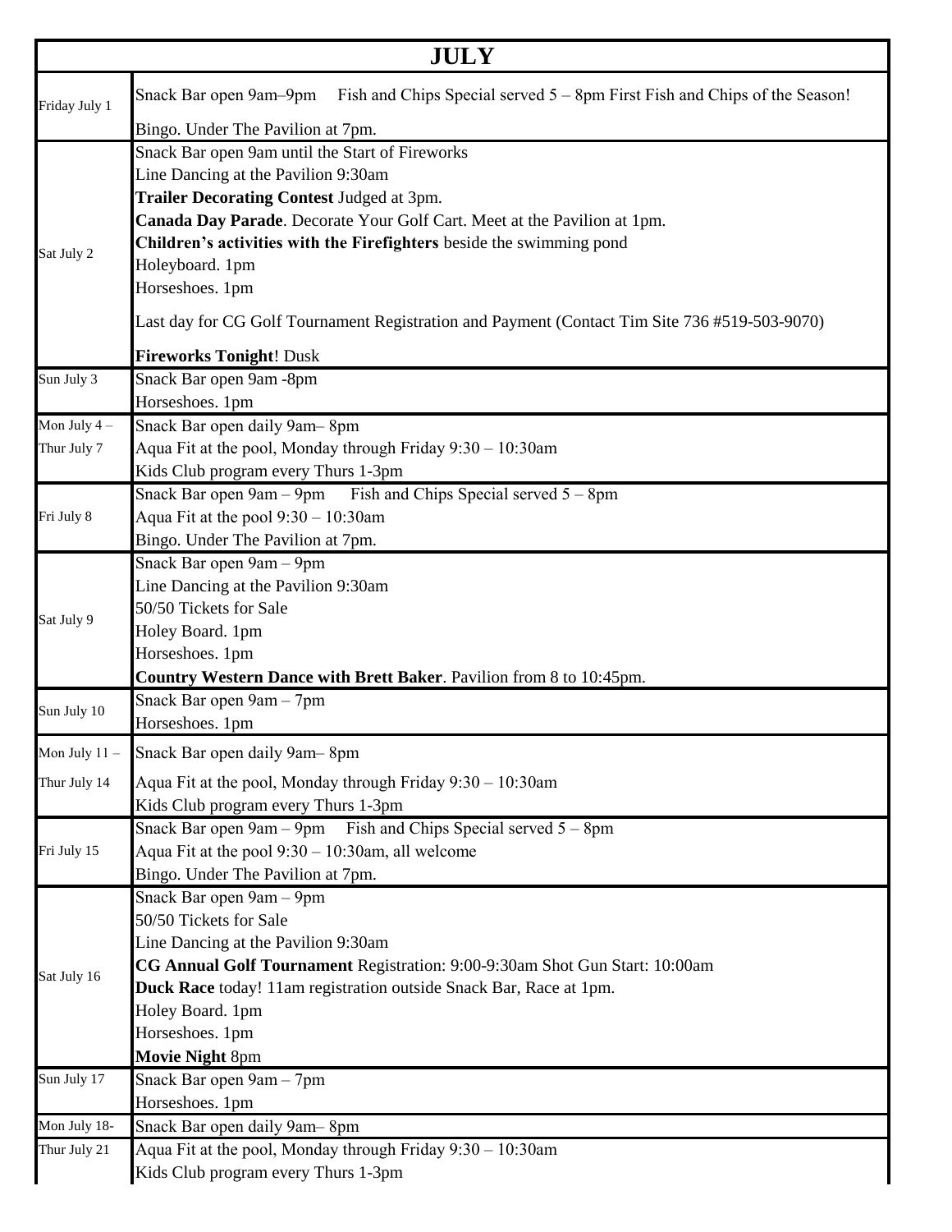| JULY | |
|---|---|
| Friday July 1 | Snack Bar open 9am–9pm Fish and Chips Special served 5 – 8pm First Fish and Chips of the Season!<br>Bingo. Under The Pavilion at 7pm. |
| Sat July 2 | Snack Bar open 9am until the Start of Fireworks<br>Line Dancing at the Pavilion 9:30am<br>**Trailer Decorating Contest** Judged at 3pm.<br>**Canada Day Parade**. Decorate Your Golf Cart. Meet at the Pavilion at 1pm.<br>**Children's activities with the Firefighters** beside the swimming pond<br>Holeyboard. 1pm<br>Horseshoes. 1pm<br>Last day for CG Golf Tournament Registration and Payment (Contact Tim Site 736 #519-503-9070)<br>**Fireworks Tonight**! Dusk |
| Sun July 3 | Snack Bar open 9am -8pm<br>Horseshoes. 1pm |
| Mon July 4 – Thur July 7 | Snack Bar open daily 9am– 8pm<br>Aqua Fit at the pool, Monday through Friday 9:30 – 10:30am<br>Kids Club program every Thurs 1-3pm |
| Fri July 8 | Snack Bar open 9am – 9pm Fish and Chips Special served 5 – 8pm<br>Aqua Fit at the pool 9:30 – 10:30am<br>Bingo. Under The Pavilion at 7pm. |
| Sat July 9 | Snack Bar open 9am – 9pm<br>Line Dancing at the Pavilion 9:30am<br>50/50 Tickets for Sale<br>Holey Board. 1pm<br>Horseshoes. 1pm<br>**Country Western Dance with Brett Baker**. Pavilion from 8 to 10:45pm. |
| Sun July 10 | Snack Bar open 9am – 7pm<br>Horseshoes. 1pm |
| Mon July 11 – Thur July 14 | Snack Bar open daily 9am– 8pm<br>Aqua Fit at the pool, Monday through Friday 9:30 – 10:30am<br>Kids Club program every Thurs 1-3pm |
| Fri July 15 | Snack Bar open 9am – 9pm Fish and Chips Special served 5 – 8pm<br>Aqua Fit at the pool 9:30 – 10:30am, all welcome<br>Bingo. Under The Pavilion at 7pm. |
| Sat July 16 | Snack Bar open 9am – 9pm<br>50/50 Tickets for Sale<br>Line Dancing at the Pavilion 9:30am<br>**CG Annual Golf Tournament** Registration: 9:00-9:30am Shot Gun Start: 10:00am<br>**Duck Race** today! 11am registration outside Snack Bar, Race at 1pm.<br>Holey Board. 1pm<br>Horseshoes. 1pm<br>**Movie Night** 8pm |
| Sun July 17 | Snack Bar open 9am – 7pm<br>Horseshoes. 1pm |
| Mon July 18- Thur July 21 | Snack Bar open daily 9am– 8pm<br>Aqua Fit at the pool, Monday through Friday 9:30 – 10:30am<br>Kids Club program every Thurs 1-3pm |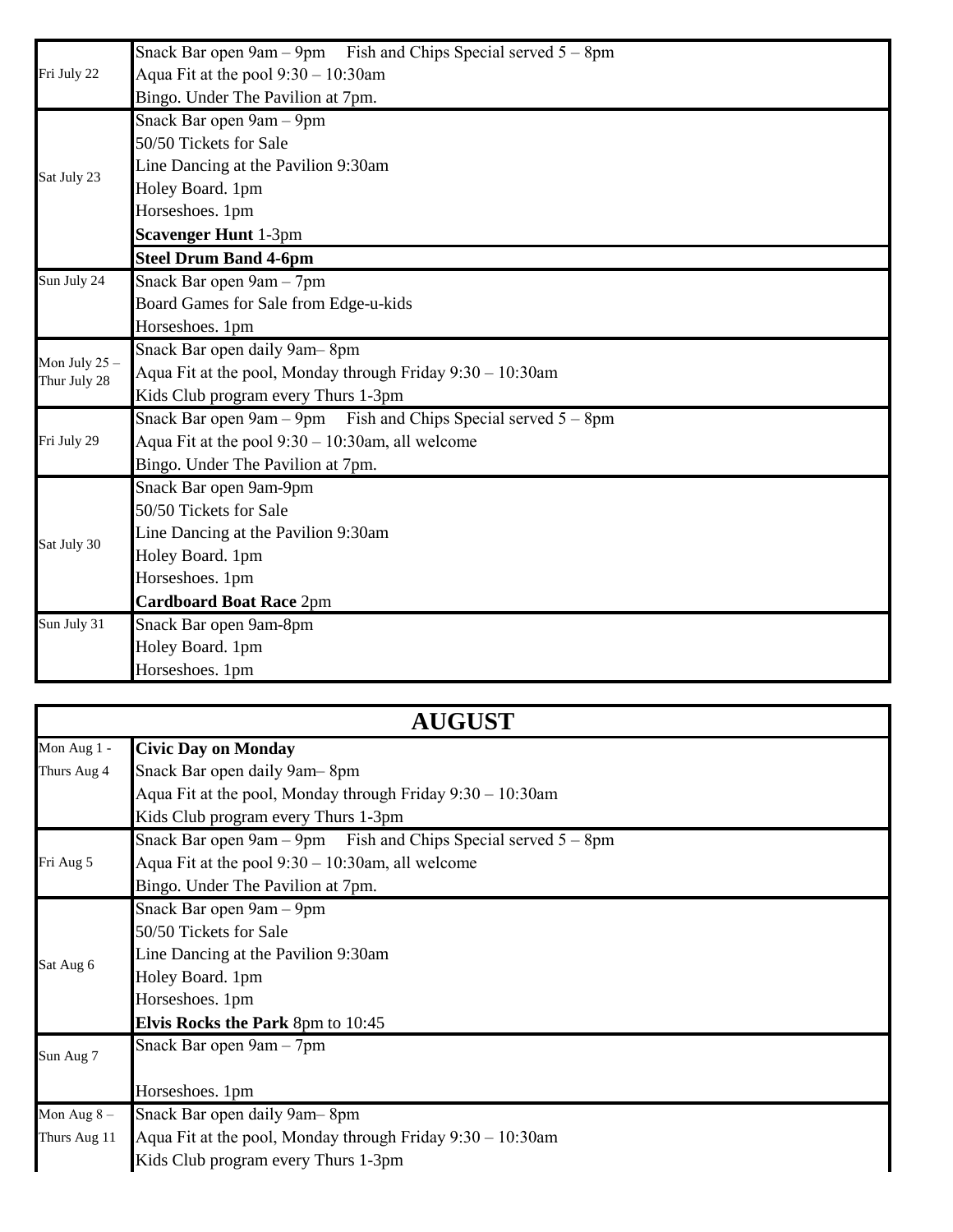| | |
|---|---|
| Fri July 22 | Snack Bar open 9am – 9pm Fish and Chips Special served 5 – 8pm<br>Aqua Fit at the pool 9:30 – 10:30am<br>Bingo. Under The Pavilion at 7pm. |
| Sat July 23 | Snack Bar open 9am – 9pm<br>50/50 Tickets for Sale<br>Line Dancing at the Pavilion 9:30am<br>Holey Board. 1pm<br>Horseshoes. 1pm<br>**Scavenger Hunt** 1-3pm<br>**Steel Drum Band 4-6pm** |
| Sun July 24 | Snack Bar open 9am – 7pm<br>Board Games for Sale from Edge-u-kids<br>Horseshoes. 1pm |
| Mon July 25 – Thur July 28 | Snack Bar open daily 9am– 8pm<br>Aqua Fit at the pool, Monday through Friday 9:30 – 10:30am<br>Kids Club program every Thurs 1-3pm |
| Fri July 29 | Snack Bar open 9am – 9pm Fish and Chips Special served 5 – 8pm<br>Aqua Fit at the pool 9:30 – 10:30am, all welcome<br>Bingo. Under The Pavilion at 7pm. |
| Sat July 30 | Snack Bar open 9am-9pm<br>50/50 Tickets for Sale<br>Line Dancing at the Pavilion 9:30am<br>Holey Board. 1pm<br>Horseshoes. 1pm<br>**Cardboard Boat Race** 2pm |
| Sun July 31 | Snack Bar open 9am-8pm<br>Holey Board. 1pm<br>Horseshoes. 1pm |

| AUGUST | |
|---|---|
| Mon Aug 1 - Thurs Aug 4 | **Civic Day on Monday**<br>Snack Bar open daily 9am– 8pm<br>Aqua Fit at the pool, Monday through Friday 9:30 – 10:30am<br>Kids Club program every Thurs 1-3pm |
| Fri Aug 5 | Snack Bar open 9am – 9pm Fish and Chips Special served 5 – 8pm<br>Aqua Fit at the pool 9:30 – 10:30am, all welcome<br>Bingo. Under The Pavilion at 7pm. |
| Sat Aug 6 | Snack Bar open 9am – 9pm<br>50/50 Tickets for Sale<br>Line Dancing at the Pavilion 9:30am<br>Holey Board. 1pm<br>Horseshoes. 1pm<br>**Elvis Rocks the Park** 8pm to 10:45 |
| Sun Aug 7 | Snack Bar open 9am – 7pm<br><br>Horseshoes. 1pm |
| Mon Aug 8 – Thurs Aug 11 | Snack Bar open daily 9am– 8pm<br>Aqua Fit at the pool, Monday through Friday 9:30 – 10:30am<br>Kids Club program every Thurs 1-3pm |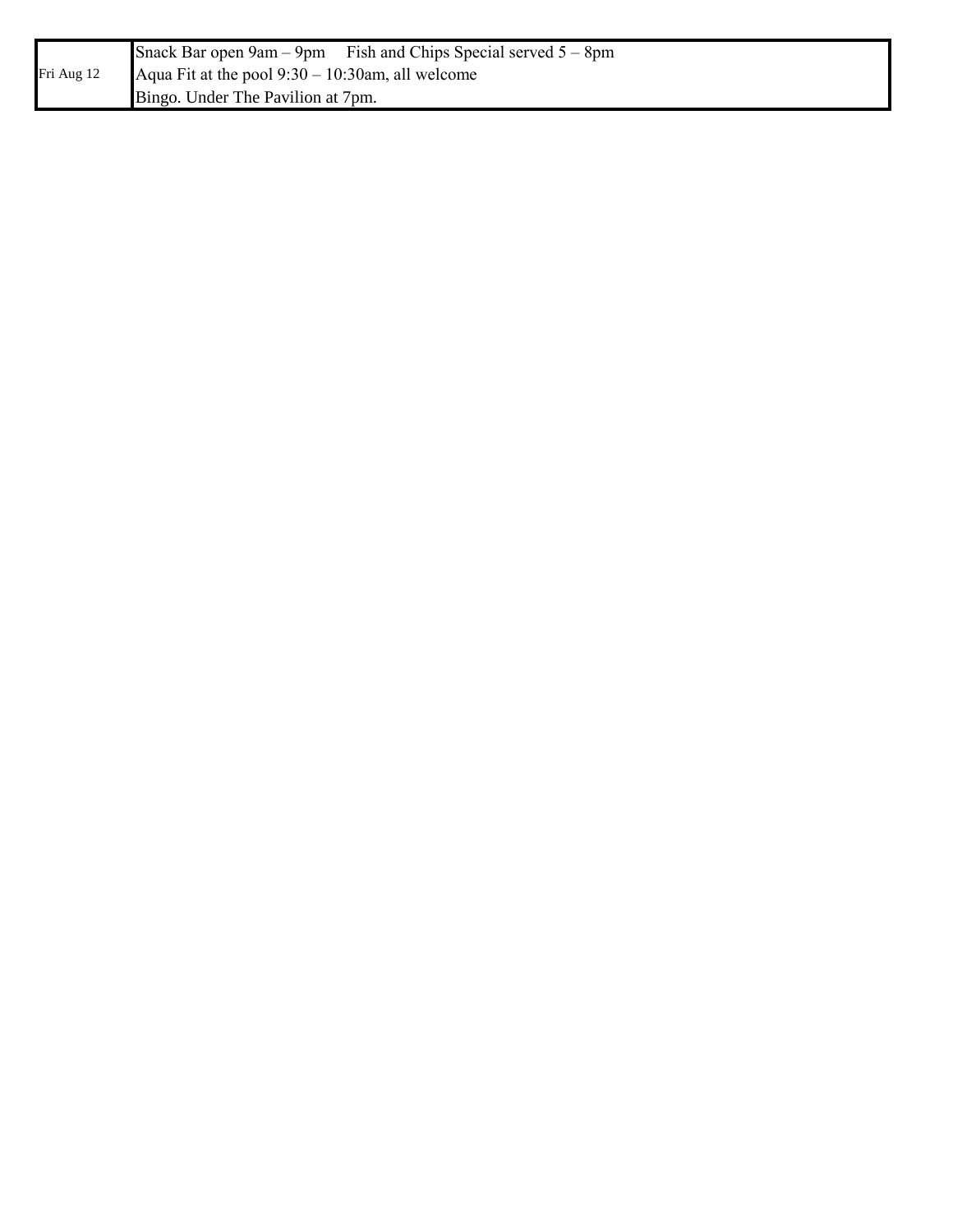| Fri Aug 12 | Snack Bar open 9am – 9pm     Fish and Chips Special served 5 – 8pm<br>Aqua Fit at the pool 9:30 – 10:30am, all welcome<br>Bingo. Under The Pavilion at 7pm. |
|---|---|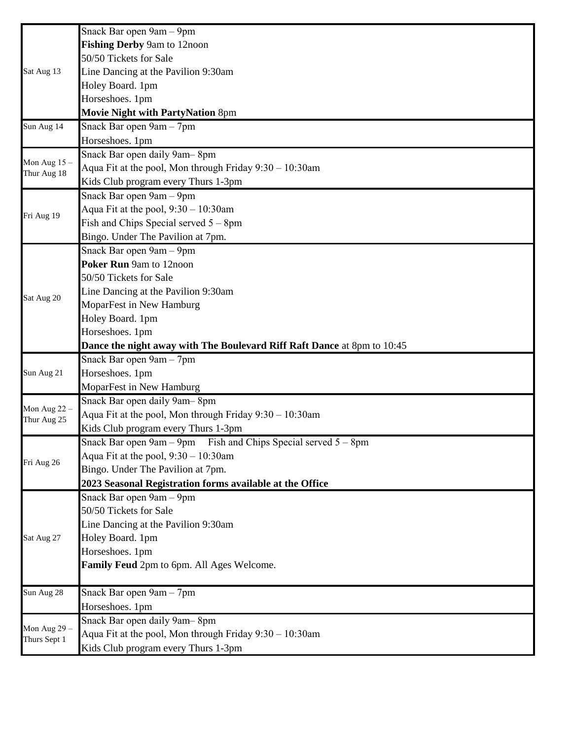| | |
|---|---|
| Sat Aug 13 | Snack Bar open 9am – 9pm<br>**Fishing Derby** 9am to 12noon<br>50/50 Tickets for Sale<br>Line Dancing at the Pavilion 9:30am<br>Holey Board. 1pm<br>Horseshoes. 1pm<br>**Movie Night with PartyNation** 8pm |
| Sun Aug 14 | Snack Bar open 9am – 7pm<br>Horseshoes. 1pm |
| Mon Aug 15 – Thur Aug 18 | Snack Bar open daily 9am– 8pm<br>Aqua Fit at the pool, Mon through Friday 9:30 – 10:30am<br>Kids Club program every Thurs 1-3pm |
| Fri Aug 19 | Snack Bar open 9am – 9pm<br>Aqua Fit at the pool, 9:30 – 10:30am<br>Fish and Chips Special served 5 – 8pm<br>Bingo. Under The Pavilion at 7pm. |
| Sat Aug 20 | Snack Bar open 9am – 9pm<br>**Poker Run** 9am to 12noon<br>50/50 Tickets for Sale<br>Line Dancing at the Pavilion 9:30am<br>MoparFest in New Hamburg<br>Holey Board. 1pm<br>Horseshoes. 1pm<br>**Dance the night away with The Boulevard Riff Raft Dance** at 8pm to 10:45 |
| Sun Aug 21 | Snack Bar open 9am – 7pm<br>Horseshoes. 1pm<br>MoparFest in New Hamburg |
| Mon Aug 22 – Thur Aug 25 | Snack Bar open daily 9am– 8pm<br>Aqua Fit at the pool, Mon through Friday 9:30 – 10:30am<br>Kids Club program every Thurs 1-3pm |
| Fri Aug 26 | Snack Bar open 9am – 9pm Fish and Chips Special served 5 – 8pm<br>Aqua Fit at the pool, 9:30 – 10:30am<br>Bingo. Under The Pavilion at 7pm.<br>**2023 Seasonal Registration forms available at the Office** |
| Sat Aug 27 | Snack Bar open 9am – 9pm<br>50/50 Tickets for Sale<br>Line Dancing at the Pavilion 9:30am<br>Holey Board. 1pm<br>Horseshoes. 1pm<br>**Family Feud** 2pm to 6pm. All Ages Welcome. |
| Sun Aug 28 | Snack Bar open 9am – 7pm<br>Horseshoes. 1pm |
| Mon Aug 29 – Thurs Sept 1 | Snack Bar open daily 9am– 8pm<br>Aqua Fit at the pool, Mon through Friday 9:30 – 10:30am<br>Kids Club program every Thurs 1-3pm |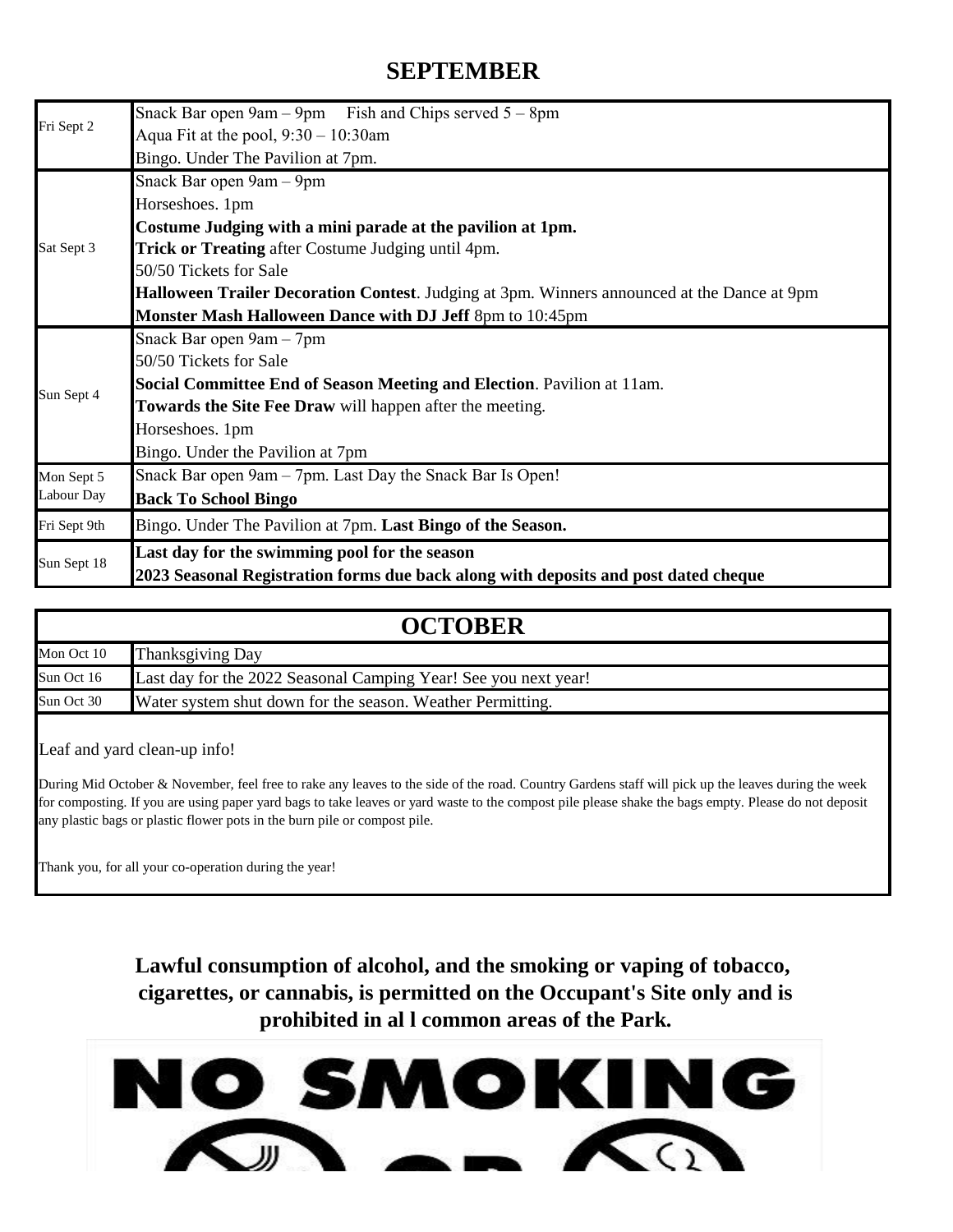## SEPTEMBER

| | |
|---|---|
| Fri Sept 2 | Snack Bar open 9am – 9pm Fish and Chips served 5 – 8pm<br>Aqua Fit at the pool, 9:30 – 10:30am<br>Bingo. Under The Pavilion at 7pm. |
| Sat Sept 3 | Snack Bar open 9am – 9pm<br>Horseshoes. 1pm<br>**Costume Judging with a mini parade at the pavilion at 1pm.**<br>**Trick or Treating** after Costume Judging until 4pm.<br>50/50 Tickets for Sale<br>**Halloween Trailer Decoration Contest**. Judging at 3pm. Winners announced at the Dance at 9pm<br>**Monster Mash Halloween Dance with DJ Jeff** 8pm to 10:45pm |
| Sun Sept 4 | Snack Bar open 9am – 7pm<br>50/50 Tickets for Sale<br>**Social Committee End of Season Meeting and Election**. Pavilion at 11am.<br>**Towards the Site Fee Draw** will happen after the meeting.<br>Horseshoes. 1pm<br>Bingo. Under the Pavilion at 7pm |
| Mon Sept 5<br>Labour Day | Snack Bar open 9am – 7pm. Last Day the Snack Bar Is Open!<br>**Back To School Bingo** |
| Fri Sept 9th | Bingo. Under The Pavilion at 7pm. **Last Bingo of the Season.** |
| Sun Sept 18 | **Last day for the swimming pool for the season**<br>**2023 Seasonal Registration forms due back along with deposits and post dated cheque** |

## OCTOBER

| | |
|---|---|
| Mon Oct 10 | Thanksgiving Day |
| Sun Oct 16 | Last day for the 2022 Seasonal Camping Year! See you next year! |
| Sun Oct 30 | Water system shut down for the season. Weather Permitting. |

Leaf and yard clean-up info!

During Mid October & November, feel free to rake any leaves to the side of the road. Country Gardens staff will pick up the leaves during the week for composting. If you are using paper yard bags to take leaves or yard waste to the compost pile please shake the bags empty. Please do not deposit any plastic bags or plastic flower pots in the burn pile or compost pile.

Thank you, for all your co-operation during the year!

**Lawful consumption of alcohol, and the smoking or vaping of tobacco, cigarettes, or cannabis, is permitted on the Occupant's Site only and is prohibited in al l common areas of the Park.**

NO SMOKING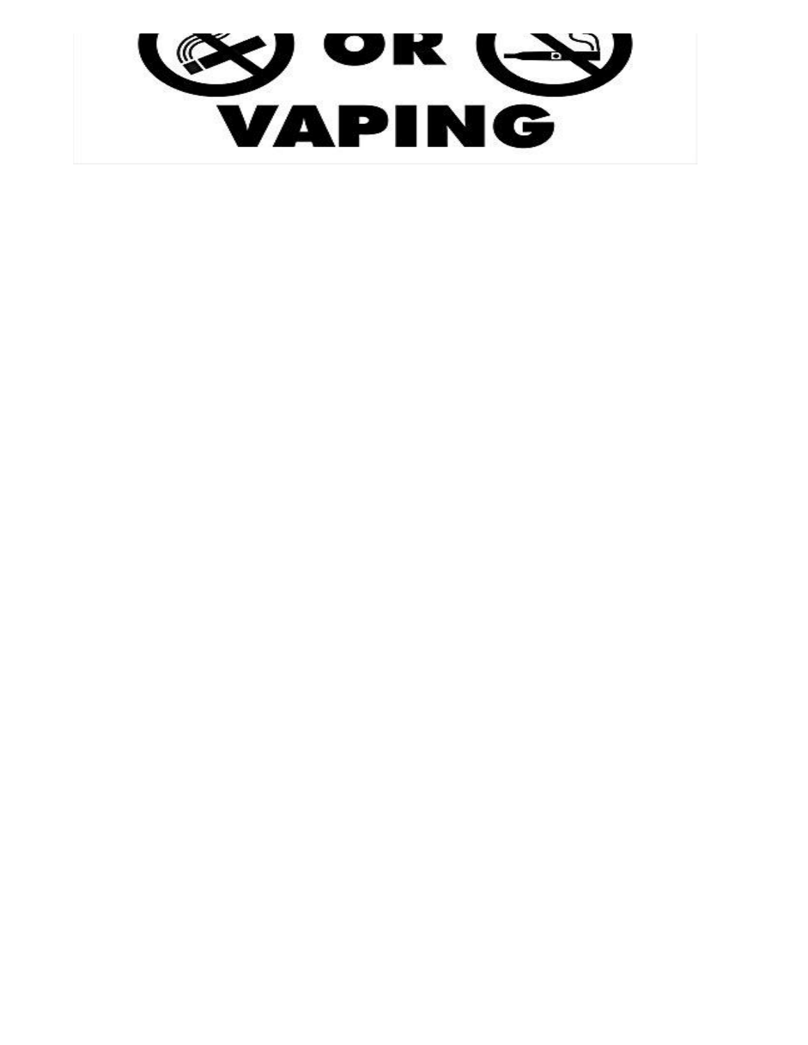OR

VAPING